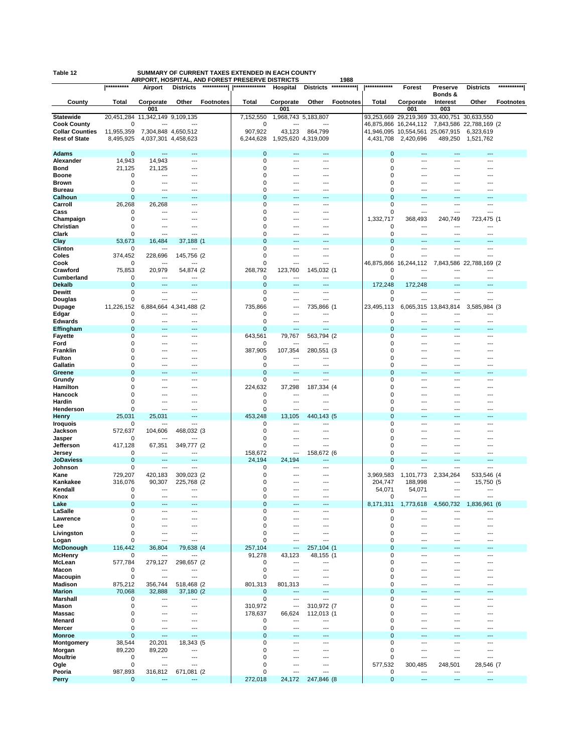Table 12 SUMMARY OF CURRENT TAXES EXTENDED IN EACH COUNTY
AIRPORT, HOSPITAL, AND FOREST PRESERVE DISTRICTS 1988

| County | Total | Airport Corporate 001 | Districts Other | Footnotes | Total | Hospital Corporate 001 | Districts Other | Footnotes | Total | Forest Corporate 001 | Preserve Bonds & Interest 003 | Districts Other | Footnotes |
|---|---|---|---|---|---|---|---|---|---|---|---|---|---|
| **Statewide** | 20,451,284 | 11,342,149 | 9,109,135 | | 7,152,550 | 1,968,743 | 5,183,807 | | 93,253,669 | 29,219,369 | 33,400,751 | 30,633,550 | |
| **Cook County** | 0 | --- | --- | | 0 | --- | --- | | 46,875,866 | 16,244,112 | 7,843,586 | 22,788,169 | (2 |
| **Collar Counties** | 11,955,359 | 7,304,848 | 4,650,512 | | 907,922 | 43,123 | 864,799 | | 41,946,095 | 10,554,561 | 25,067,915 | 6,323,619 | |
| **Rest of State** | 8,495,925 | 4,037,301 | 4,458,623 | | 6,244,628 | 1,925,620 | 4,319,009 | | 4,431,708 | 2,420,696 | 489,250 | 1,521,762 | |
| **Adams** | 0 | --- | --- | | 0 | --- | --- | | 0 | --- | --- | --- | |
| **Alexander** | 14,943 | 14,943 | --- | | 0 | --- | --- | | 0 | --- | --- | --- | |
| **Bond** | 21,125 | 21,125 | --- | | 0 | --- | --- | | 0 | --- | --- | --- | |
| **Boone** | 0 | --- | --- | | 0 | --- | --- | | 0 | --- | --- | --- | |
| **Brown** | 0 | --- | --- | | 0 | --- | --- | | 0 | --- | --- | --- | |
| **Bureau** | 0 | --- | --- | | 0 | --- | --- | | 0 | --- | --- | --- | |
| **Calhoun** | 0 | --- | --- | | 0 | --- | --- | | 0 | --- | --- | --- | |
| **Carroll** | 26,268 | 26,268 | --- | | 0 | --- | --- | | 0 | --- | --- | --- | |
| **Cass** | 0 | --- | --- | | 0 | --- | --- | | 0 | --- | --- | --- | |
| **Champaign** | 0 | --- | --- | | 0 | --- | --- | | 1,332,717 | 368,493 | 240,749 | 723,475 | (1 |
| **Christian** | 0 | --- | --- | | 0 | --- | --- | | 0 | --- | --- | --- | |
| **Clark** | 0 | --- | --- | | 0 | --- | --- | | 0 | --- | --- | --- | |
| **Clay** | 53,673 | 16,484 | 37,188 | (1 | 0 | --- | --- | | 0 | --- | --- | --- | |
| **Clinton** | 0 | --- | --- | | 0 | --- | --- | | 0 | --- | --- | --- | |
| **Coles** | 374,452 | 228,696 | 145,756 | (2 | 0 | --- | --- | | 0 | --- | --- | --- | |
| **Cook** | 0 | --- | --- | | 0 | --- | --- | | 46,875,866 | 16,244,112 | 7,843,586 | 22,788,169 | (2 |
| **Crawford** | 75,853 | 20,979 | 54,874 | (2 | 268,792 | 123,760 | 145,032 | (1 | 0 | --- | --- | --- | |
| **Cumberland** | 0 | --- | --- | | 0 | --- | --- | | 0 | --- | --- | --- | |
| **Dekalb** | 0 | --- | --- | | 0 | --- | --- | | 172,248 | 172,248 | --- | --- | |
| **Dewitt** | 0 | --- | --- | | 0 | --- | --- | | 0 | --- | --- | --- | |
| **Douglas** | 0 | --- | --- | | 0 | --- | --- | | 0 | --- | --- | --- | |
| **Dupage** | 11,226,152 | 6,884,664 | 4,341,488 | (2 | 735,866 | --- | 735,866 | (1 | 23,495,113 | 6,065,315 | 13,843,814 | 3,585,984 | (3 |
| **Edgar** | 0 | --- | --- | | 0 | --- | --- | | 0 | --- | --- | --- | |
| **Edwards** | 0 | --- | --- | | 0 | --- | --- | | 0 | --- | --- | --- | |
| **Effingham** | 0 | --- | --- | | 0 | --- | --- | | 0 | --- | --- | --- | |
| **Fayette** | 0 | --- | --- | | 643,561 | 79,767 | 563,794 | (2 | 0 | --- | --- | --- | |
| **Ford** | 0 | --- | --- | | 0 | --- | --- | | 0 | --- | --- | --- | |
| **Franklin** | 0 | --- | --- | | 387,905 | 107,354 | 280,551 | (3 | 0 | --- | --- | --- | |
| **Fulton** | 0 | --- | --- | | 0 | --- | --- | | 0 | --- | --- | --- | |
| **Gallatin** | 0 | --- | --- | | 0 | --- | --- | | 0 | --- | --- | --- | |
| **Greene** | 0 | --- | --- | | 0 | --- | --- | | 0 | --- | --- | --- | |
| **Grundy** | 0 | --- | --- | | 0 | --- | --- | | 0 | --- | --- | --- | |
| **Hamilton** | 0 | --- | --- | | 224,632 | 37,298 | 187,334 | (4 | 0 | --- | --- | --- | |
| **Hancock** | 0 | --- | --- | | 0 | --- | --- | | 0 | --- | --- | --- | |
| **Hardin** | 0 | --- | --- | | 0 | --- | --- | | 0 | --- | --- | --- | |
| **Henderson** | 0 | --- | --- | | 0 | --- | --- | | 0 | --- | --- | --- | |
| **Henry** | 25,031 | 25,031 | --- | | 453,248 | 13,105 | 440,143 | (5 | 0 | --- | --- | --- | |
| **Iroquois** | 0 | --- | --- | | 0 | --- | --- | | 0 | --- | --- | --- | |
| **Jackson** | 572,637 | 104,606 | 468,032 | (3 | 0 | --- | --- | | 0 | --- | --- | --- | |
| **Jasper** | 0 | --- | --- | | 0 | --- | --- | | 0 | --- | --- | --- | |
| **Jefferson** | 417,128 | 67,351 | 349,777 | (2 | 0 | --- | --- | | 0 | --- | --- | --- | |
| **Jersey** | 0 | --- | --- | | 158,672 | --- | 158,672 | (6 | 0 | --- | --- | --- | |
| **JoDaviess** | 0 | --- | --- | | 24,194 | 24,194 | --- | | 0 | --- | --- | --- | |
| **Johnson** | 0 | --- | --- | | 0 | --- | --- | | 0 | --- | --- | --- | |
| **Kane** | 729,207 | 420,183 | 309,023 | (2 | 0 | --- | --- | | 3,969,583 | 1,101,773 | 2,334,264 | 533,546 | (4 |
| **Kankakee** | 316,076 | 90,307 | 225,768 | (2 | 0 | --- | --- | | 204,747 | 188,998 | --- | 15,750 | (5 |
| **Kendall** | 0 | --- | --- | | 0 | --- | --- | | 54,071 | 54,071 | --- | --- | |
| **Knox** | 0 | --- | --- | | 0 | --- | --- | | 0 | --- | --- | --- | |
| **Lake** | 0 | --- | --- | | 0 | --- | --- | | 8,171,311 | 1,773,618 | 4,560,732 | 1,836,961 | (6 |
| **LaSalle** | 0 | --- | --- | | 0 | --- | --- | | 0 | --- | --- | --- | |
| **Lawrence** | 0 | --- | --- | | 0 | --- | --- | | 0 | --- | --- | --- | |
| **Lee** | 0 | --- | --- | | 0 | --- | --- | | 0 | --- | --- | --- | |
| **Livingston** | 0 | --- | --- | | 0 | --- | --- | | 0 | --- | --- | --- | |
| **Logan** | 0 | --- | --- | | 0 | --- | --- | | 0 | --- | --- | --- | |
| **McDonough** | 116,442 | 36,804 | 79,638 | (4 | 257,104 | --- | 257,104 | (1 | 0 | --- | --- | --- | |
| **McHenry** | 0 | --- | --- | | 91,278 | 43,123 | 48,155 | (1 | 0 | --- | --- | --- | |
| **McLean** | 577,784 | 279,127 | 298,657 | (2 | 0 | --- | --- | | 0 | --- | --- | --- | |
| **Macon** | 0 | --- | --- | | 0 | --- | --- | | 0 | --- | --- | --- | |
| **Macoupin** | 0 | --- | --- | | 0 | --- | --- | | 0 | --- | --- | --- | |
| **Madison** | 875,212 | 356,744 | 518,468 | (2 | 801,313 | 801,313 | --- | | 0 | --- | --- | --- | |
| **Marion** | 70,068 | 32,888 | 37,180 | (2 | 0 | --- | --- | | 0 | --- | --- | --- | |
| **Marshall** | 0 | --- | --- | | 0 | --- | --- | | 0 | --- | --- | --- | |
| **Mason** | 0 | --- | --- | | 310,972 | --- | 310,972 | (7 | 0 | --- | --- | --- | |
| **Massac** | 0 | --- | --- | | 178,637 | 66,624 | 112,013 | (1 | 0 | --- | --- | --- | |
| **Menard** | 0 | --- | --- | | 0 | --- | --- | | 0 | --- | --- | --- | |
| **Mercer** | 0 | --- | --- | | 0 | --- | --- | | 0 | --- | --- | --- | |
| **Monroe** | 0 | --- | --- | | 0 | --- | --- | | 0 | --- | --- | --- | |
| **Montgomery** | 38,544 | 20,201 | 18,343 | (5 | 0 | --- | --- | | 0 | --- | --- | --- | |
| **Morgan** | 89,220 | 89,220 | --- | | 0 | --- | --- | | 0 | --- | --- | --- | |
| **Moultrie** | 0 | --- | --- | | 0 | --- | --- | | 0 | --- | --- | --- | |
| **Ogle** | 0 | --- | --- | | 0 | --- | --- | | 577,532 | 300,485 | 248,501 | 28,546 | (7 |
| **Peoria** | 987,893 | 316,812 | 671,081 | (2 | 0 | --- | --- | | 0 | --- | --- | --- | |
| **Perry** | 0 | --- | --- | | 272,018 | 24,172 | 247,846 | (8 | 0 | --- | --- | --- | |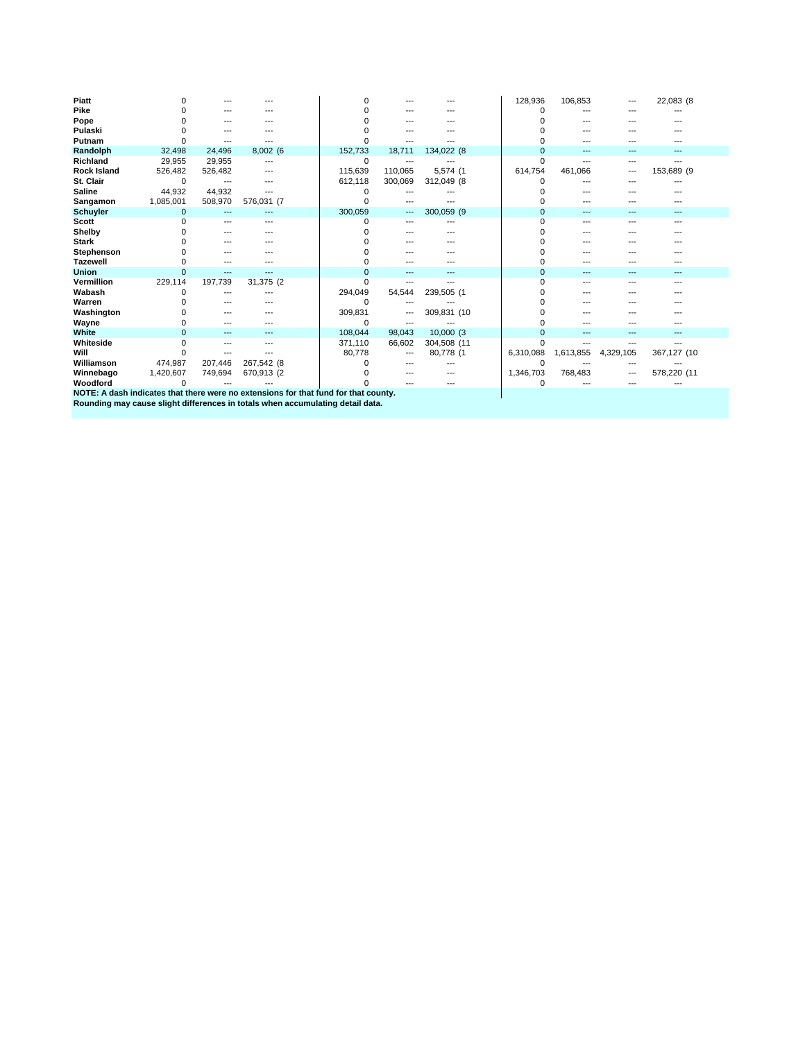| | | | | | | | | | | |
|---|---|---|---|---|---|---|---|---|---|---|
| **Piatt** | 0 | --- | --- | 0 | --- | --- | 128,936 | 106,853 | --- | 22,083 (8 |
| **Pike** | 0 | --- | --- | 0 | --- | --- | 0 | --- | --- | --- |
| **Pope** | 0 | --- | --- | 0 | --- | --- | 0 | --- | --- | --- |
| **Pulaski** | 0 | --- | --- | 0 | --- | --- | 0 | --- | --- | --- |
| **Putnam** | 0 | --- | --- | 0 | --- | --- | 0 | --- | --- | --- |
| **Randolph** | 32,498 | 24,496 | 8,002 (6 | 152,733 | 18,711 | 134,022 (8 | 0 | --- | --- | --- |
| **Richland** | 29,955 | 29,955 | --- | 0 | --- | --- | 0 | --- | --- | --- |
| **Rock Island** | 526,482 | 526,482 | --- | 115,639 | 110,065 | 5,574 (1 | 614,754 | 461,066 | --- | 153,689 (9 |
| **St. Clair** | 0 | --- | --- | 612,118 | 300,069 | 312,049 (8 | 0 | --- | --- | --- |
| **Saline** | 44,932 | 44,932 | --- | 0 | --- | --- | 0 | --- | --- | --- |
| **Sangamon** | 1,085,001 | 508,970 | 576,031 (7 | 0 | --- | --- | 0 | --- | --- | --- |
| **Schuyler** | 0 | --- | --- | 300,059 | --- | 300,059 (9 | 0 | --- | --- | --- |
| **Scott** | 0 | --- | --- | 0 | --- | --- | 0 | --- | --- | --- |
| **Shelby** | 0 | --- | --- | 0 | --- | --- | 0 | --- | --- | --- |
| **Stark** | 0 | --- | --- | 0 | --- | --- | 0 | --- | --- | --- |
| **Stephenson** | 0 | --- | --- | 0 | --- | --- | 0 | --- | --- | --- |
| **Tazewell** | 0 | --- | --- | 0 | --- | --- | 0 | --- | --- | --- |
| **Union** | 0 | --- | --- | 0 | --- | --- | 0 | --- | --- | --- |
| **Vermillion** | 229,114 | 197,739 | 31,375 (2 | 0 | --- | --- | 0 | --- | --- | --- |
| **Wabash** | 0 | --- | --- | 294,049 | 54,544 | 239,505 (1 | 0 | --- | --- | --- |
| **Warren** | 0 | --- | --- | 0 | --- | --- | 0 | --- | --- | --- |
| **Washington** | 0 | --- | --- | 309,831 | --- | 309,831 (10 | 0 | --- | --- | --- |
| **Wayne** | 0 | --- | --- | 0 | --- | --- | 0 | --- | --- | --- |
| **White** | 0 | --- | --- | 108,044 | 98,043 | 10,000 (3 | 0 | --- | --- | --- |
| **Whiteside** | 0 | --- | --- | 371,110 | 66,602 | 304,508 (11 | 0 | --- | --- | --- |
| **Will** | 0 | --- | --- | 80,778 | --- | 80,778 (1 | 6,310,088 | 1,613,855 | 4,329,105 | 367,127 (10 |
| **Williamson** | 474,987 | 207,446 | 267,542 (8 | 0 | --- | --- | 0 | --- | --- | --- |
| **Winnebago** | 1,420,607 | 749,694 | 670,913 (2 | 0 | --- | --- | 1,346,703 | 768,483 | --- | 578,220 (11 |
| **Woodford** | 0 | --- | --- | 0 | --- | --- | 0 | --- | --- | --- |

**NOTE: A dash indicates that there were no extensions for that fund for that county.**
**Rounding may cause slight differences in totals when accumulating detail data.**